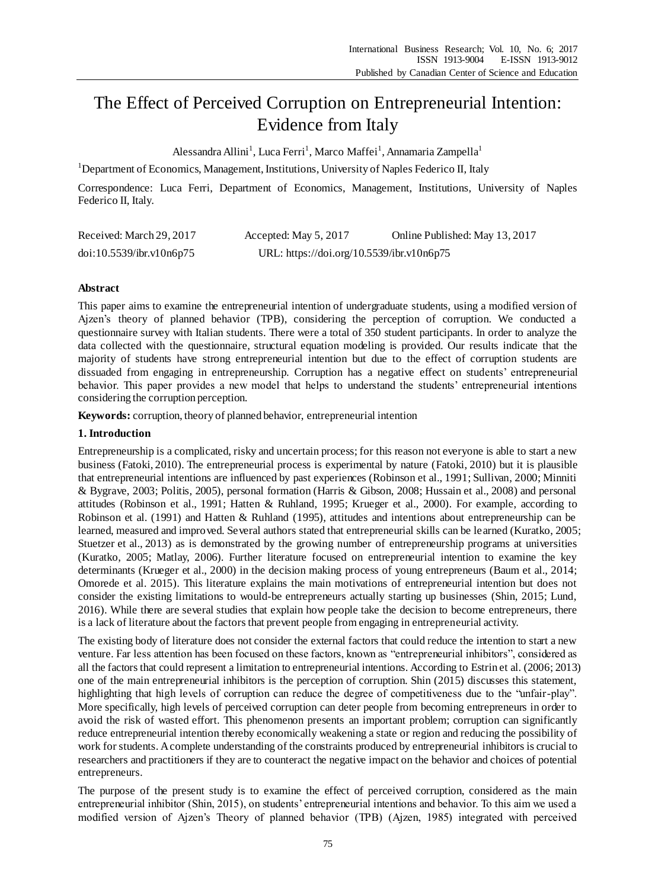# The Effect of Perceived Corruption on Entrepreneurial Intention: Evidence from Italy

Alessandra Allini[1], Luca Ferri[1], Marco Maffei[1], Annamaria Zampella[1]

[1]Department of Economics, Management, Institutions, University of Naples Federico II, Italy

Correspondence: Luca Ferri, Department of Economics, Management, Institutions, University of Naples Federico II, Italy.

Received: March 29, 2017 Accepted: May 5, 2017 Online Published: May 13, 2017

doi:10.5539/ibr.v10n6p75 URL: https://doi.org/10.5539/ibr.v10n6p75

## Abstract

This paper aims to examine the entrepreneurial intention of undergraduate students, using a modified version of Ajzen's theory of planned behavior (TPB), considering the perception of corruption. We conducted a questionnaire survey with Italian students. There were a total of 350 student participants. In order to analyze the data collected with the questionnaire, structural equation modeling is provided. Our results indicate that the majority of students have strong entrepreneurial intention but due to the effect of corruption students are dissuaded from engaging in entrepreneurship. Corruption has a negative effect on students' entrepreneurial behavior. This paper provides a new model that helps to understand the students' entrepreneurial intentions considering the corruption perception.

**Keywords:** corruption, theory of planned behavior, entrepreneurial intention

## 1. Introduction

Entrepreneurship is a complicated, risky and uncertain process; for this reason not everyone is able to start a new business (Fatoki, 2010). The entrepreneurial process is experimental by nature (Fatoki, 2010) but it is plausible that entrepreneurial intentions are influenced by past experiences (Robinson et al., 1991; Sullivan, 2000; Minniti & Bygrave, 2003; Politis, 2005), personal formation (Harris & Gibson, 2008; Hussain et al., 2008) and personal attitudes (Robinson et al., 1991; Hatten & Ruhland, 1995; Krueger et al., 2000). For example, according to Robinson et al. (1991) and Hatten & Ruhland (1995), attitudes and intentions about entrepreneurship can be learned, measured and improved. Several authors stated that entrepreneurial skills can be learned (Kuratko, 2005; Stuetzer et al., 2013) as is demonstrated by the growing number of entrepreneurship programs at universities (Kuratko, 2005; Matlay, 2006). Further literature focused on entrepreneurial intention to examine the key determinants (Krueger et al., 2000) in the decision making process of young entrepreneurs (Baum et al., 2014; Omorede et al. 2015). This literature explains the main motivations of entrepreneurial intention but does not consider the existing limitations to would-be entrepreneurs actually starting up businesses (Shin, 2015; Lund, 2016). While there are several studies that explain how people take the decision to become entrepreneurs, there is a lack of literature about the factors that prevent people from engaging in entrepreneurial activity.

The existing body of literature does not consider the external factors that could reduce the intention to start a new venture. Far less attention has been focused on these factors, known as "entrepreneurial inhibitors", considered as all the factors that could represent a limitation to entrepreneurial intentions. According to Estrin et al. (2006; 2013) one of the main entrepreneurial inhibitors is the perception of corruption. Shin (2015) discusses this statement, highlighting that high levels of corruption can reduce the degree of competitiveness due to the "unfair-play". More specifically, high levels of perceived corruption can deter people from becoming entrepreneurs in order to avoid the risk of wasted effort. This phenomenon presents an important problem; corruption can significantly reduce entrepreneurial intention thereby economically weakening a state or region and reducing the possibility of work for students. A complete understanding of the constraints produced by entrepreneurial inhibitors is crucial to researchers and practitioners if they are to counteract the negative impact on the behavior and choices of potential entrepreneurs.

The purpose of the present study is to examine the effect of perceived corruption, considered as the main entrepreneurial inhibitor (Shin, 2015), on students' entrepreneurial intentions and behavior. To this aim we used a modified version of Ajzen's Theory of planned behavior (TPB) (Ajzen, 1985) integrated with perceived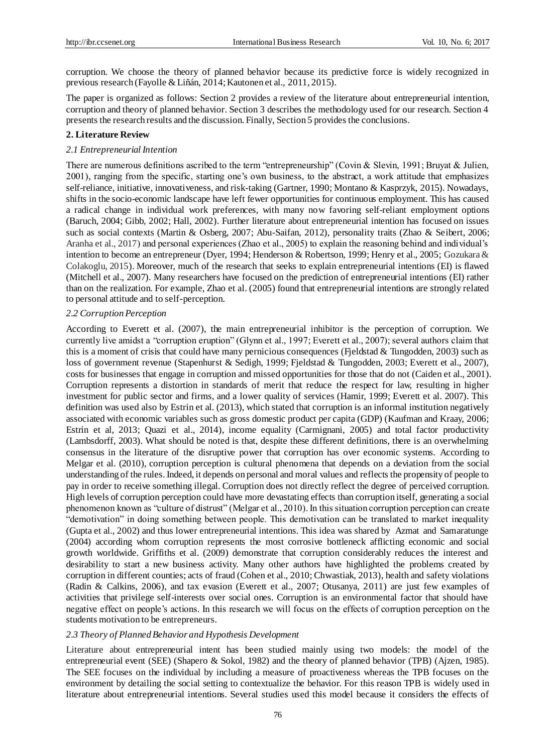corruption. We choose the theory of planned behavior because its predictive force is widely recognized in previous research (Fayolle & Liñán, 2014; Kautonen et al., 2011, 2015).

The paper is organized as follows: Section 2 provides a review of the literature about entrepreneurial intention, corruption and theory of planned behavior. Section 3 describes the methodology used for our research. Section 4 presents the research results and the discussion. Finally, Section 5 provides the conclusions.

## 2. Literature Review

### *2.1 Entrepreneurial Intention*

There are numerous definitions ascribed to the term "entrepreneurship" (Covin & Slevin, 1991; Bruyat & Julien, 2001), ranging from the specific, starting one's own business, to the abstract, a work attitude that emphasizes self-reliance, initiative, innovativeness, and risk-taking (Gartner, 1990; Montano & Kasprzyk, 2015). Nowadays, shifts in the socio-economic landscape have left fewer opportunities for continuous employment. This has caused a radical change in individual work preferences, with many now favoring self-reliant employment options (Baruch, 2004; Gibb, 2002; Hall, 2002). Further literature about entrepreneurial intention has focused on issues such as social contexts (Martin & Osberg, 2007; Abu-Saifan, 2012), personality traits (Zhao & Seibert, 2006; Aranha et al., 2017) and personal experiences (Zhao et al., 2005) to explain the reasoning behind and individual's intention to become an entrepreneur (Dyer, 1994; Henderson & Robertson, 1999; Henry et al., 2005; Gozukara & Colakoglu, 2015). Moreover, much of the research that seeks to explain entrepreneurial intentions (EI) is flawed (Mitchell et al., 2007). Many researchers have focused on the prediction of entrepreneurial intentions (EI) rather than on the realization. For example, Zhao et al. (2005) found that entrepreneurial intentions are strongly related to personal attitude and to self-perception.

### *2.2 Corruption Perception*

According to Everett et al. (2007), the main entrepreneurial inhibitor is the perception of corruption. We currently live amidst a "corruption eruption" (Glynn et al., 1997; Everett et al., 2007); several authors claim that this is a moment of crisis that could have many pernicious consequences (Fjeldstad & Tungodden, 2003) such as loss of government revenue (Stapenhurst & Sedigh, 1999; Fjeldstad & Tungodden, 2003; Everett et al., 2007), costs for businesses that engage in corruption and missed opportunities for those that do not (Caiden et al., 2001). Corruption represents a distortion in standards of merit that reduce the respect for law, resulting in higher investment for public sector and firms, and a lower quality of services (Hamir, 1999; Everett et al. 2007). This definition was used also by Estrin et al. (2013), which stated that corruption is an informal institution negatively associated with economic variables such as gross domestic product per capita (GDP) (Kaufman and Kraay, 2006; Estrin et al, 2013; Quazi et al., 2014), income equality (Carmignani, 2005) and total factor productivity (Lambsdorff, 2003). What should be noted is that, despite these different definitions, there is an overwhelming consensus in the literature of the disruptive power that corruption has over economic systems. According to Melgar et al. (2010), corruption perception is cultural phenomena that depends on a deviation from the social understanding of the rules. Indeed, it depends on personal and moral values and reflects the propensity of people to pay in order to receive something illegal. Corruption does not directly reflect the degree of perceived corruption. High levels of corruption perception could have more devastating effects than corruption itself, generating a social phenomenon known as "culture of distrust" (Melgar et al., 2010). In this situation corruption perception can create "demotivation" in doing something between people. This demotivation can be translated to market inequality (Gupta et al., 2002) and thus lower entrepreneurial intentions. This idea was shared by Azmat and Samaratunge (2004) according whom corruption represents the most corrosive bottleneck afflicting economic and social growth worldwide. Griffiths et al. (2009) demonstrate that corruption considerably reduces the interest and desirability to start a new business activity. Many other authors have highlighted the problems created by corruption in different counties; acts of fraud (Cohen et al., 2010; Chwastiak, 2013), health and safety violations (Radin & Calkins, 2006), and tax evasion (Everett et al., 2007; Otusanya, 2011) are just few examples of activities that privilege self-interests over social ones. Corruption is an environmental factor that should have negative effect on people's actions. In this research we will focus on the effects of corruption perception on the students motivation to be entrepreneurs.

### *2.3 Theory of Planned Behavior and Hypothesis Development*

Literature about entrepreneurial intent has been studied mainly using two models: the model of the entrepreneurial event (SEE) (Shapero & Sokol, 1982) and the theory of planned behavior (TPB) (Ajzen, 1985). The SEE focuses on the individual by including a measure of proactiveness whereas the TPB focuses on the environment by detailing the social setting to contextualize the behavior. For this reason TPB is widely used in literature about entrepreneurial intentions. Several studies used this model because it considers the effects of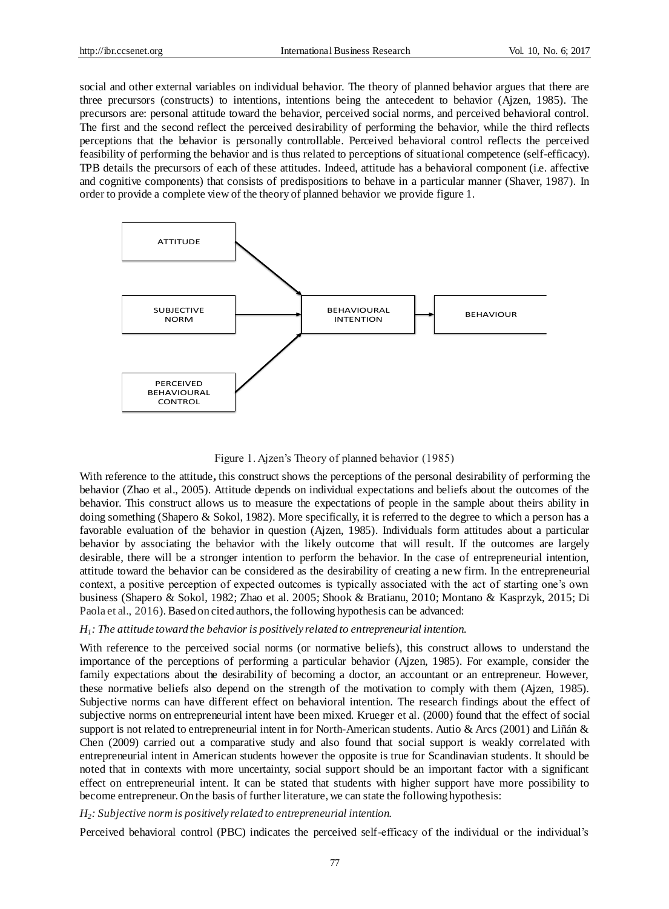social and other external variables on individual behavior. The theory of planned behavior argues that there are three precursors (constructs) to intentions, intentions being the antecedent to behavior (Ajzen, 1985). The precursors are: personal attitude toward the behavior, perceived social norms, and perceived behavioral control. The first and the second reflect the perceived desirability of performing the behavior, while the third reflects perceptions that the behavior is personally controllable. Perceived behavioral control reflects the perceived feasibility of performing the behavior and is thus related to perceptions of situational competence (self-efficacy). TPB details the precursors of each of these attitudes. Indeed, attitude has a behavioral component (i.e. affective and cognitive components) that consists of predispositions to behave in a particular manner (Shaver, 1987). In order to provide a complete view of the theory of planned behavior we provide figure 1.

ATTITUDE

SUBJECTIVE NORM

PERCEIVED BEHAVIOURAL CONTROL

BEHAVIOURAL INTENTION

BEHAVIOUR

Figure 1. Ajzen's Theory of planned behavior (1985)

With reference to the attitude**,** this construct shows the perceptions of the personal desirability of performing the behavior (Zhao et al., 2005). Attitude depends on individual expectations and beliefs about the outcomes of the behavior. This construct allows us to measure the expectations of people in the sample about theirs ability in doing something (Shapero & Sokol, 1982). More specifically, it is referred to the degree to which a person has a favorable evaluation of the behavior in question (Ajzen, 1985). Individuals form attitudes about a particular behavior by associating the behavior with the likely outcome that will result. If the outcomes are largely desirable, there will be a stronger intention to perform the behavior. In the case of entrepreneurial intention, attitude toward the behavior can be considered as the desirability of creating a new firm. In the entrepreneurial context, a positive perception of expected outcomes is typically associated with the act of starting one's own business (Shapero & Sokol, 1982; Zhao et al. 2005; Shook & Bratianu, 2010; Montano & Kasprzyk, 2015; Di Paola et al., 2016). Based on cited authors, the following hypothesis can be advanced:

*$H_1$: The attitude toward the behavior is positively related to entrepreneurial intention.*

With reference to the perceived social norms (or normative beliefs), this construct allows to understand the importance of the perceptions of performing a particular behavior (Ajzen, 1985). For example, consider the family expectations about the desirability of becoming a doctor, an accountant or an entrepreneur. However, these normative beliefs also depend on the strength of the motivation to comply with them (Ajzen, 1985). Subjective norms can have different effect on behavioral intention. The research findings about the effect of subjective norms on entrepreneurial intent have been mixed. Krueger et al. (2000) found that the effect of social support is not related to entrepreneurial intent in for North-American students. Autio & Arcs (2001) and Liñán & Chen (2009) carried out a comparative study and also found that social support is weakly correlated with entrepreneurial intent in American students however the opposite is true for Scandinavian students. It should be noted that in contexts with more uncertainty, social support should be an important factor with a significant effect on entrepreneurial intent. It can be stated that students with higher support have more possibility to become entrepreneur. On the basis of further literature, we can state the following hypothesis:

*$H_2$: Subjective norm is positively related to entrepreneurial intention.*

Perceived behavioral control (PBC) indicates the perceived self-efficacy of the individual or the individual's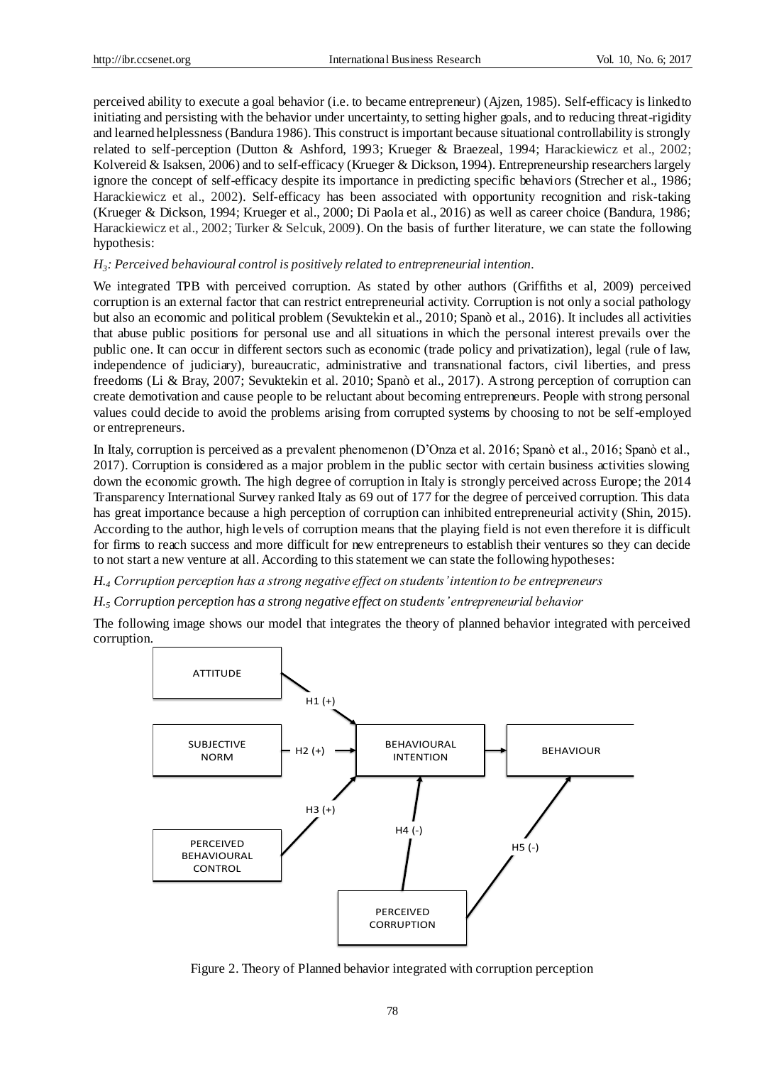perceived ability to execute a goal behavior (i.e. to became entrepreneur) (Ajzen, 1985). Self-efficacy is linked to initiating and persisting with the behavior under uncertainty, to setting higher goals, and to reducing threat-rigidity and learned helplessness (Bandura 1986). This construct is important because situational controllability is strongly related to self-perception (Dutton & Ashford, 1993; Krueger & Braezeal, 1994; Harackiewicz et al., 2002; Kolvereid & Isaksen, 2006) and to self-efficacy (Krueger & Dickson, 1994). Entrepreneurship researchers largely ignore the concept of self-efficacy despite its importance in predicting specific behaviors (Strecher et al., 1986; Harackiewicz et al., 2002). Self-efficacy has been associated with opportunity recognition and risk-taking (Krueger & Dickson, 1994; Krueger et al., 2000; Di Paola et al., 2016) as well as career choice (Bandura, 1986; Harackiewicz et al., 2002; Turker & Selcuk, 2009). On the basis of further literature, we can state the following hypothesis:

*$H_3$: Perceived behavioural control is positively related to entrepreneurial intention.*

We integrated TPB with perceived corruption. As stated by other authors (Griffiths et al, 2009) perceived corruption is an external factor that can restrict entrepreneurial activity. Corruption is not only a social pathology but also an economic and political problem (Sevuktekin et al., 2010; Spanò et al., 2016). It includes all activities that abuse public positions for personal use and all situations in which the personal interest prevails over the public one. It can occur in different sectors such as economic (trade policy and privatization), legal (rule of law, independence of judiciary), bureaucratic, administrative and transnational factors, civil liberties, and press freedoms (Li & Bray, 2007; Sevuktekin et al. 2010; Spanò et al., 2017). A strong perception of corruption can create demotivation and cause people to be reluctant about becoming entrepreneurs. People with strong personal values could decide to avoid the problems arising from corrupted systems by choosing to not be self-employed or entrepreneurs.

In Italy, corruption is perceived as a prevalent phenomenon (D'Onza et al. 2016; Spanò et al., 2016; Spanò et al., 2017). Corruption is considered as a major problem in the public sector with certain business activities slowing down the economic growth. The high degree of corruption in Italy is strongly perceived across Europe; the 2014 Transparency International Survey ranked Italy as 69 out of 177 for the degree of perceived corruption. This data has great importance because a high perception of corruption can inhibited entrepreneurial activity (Shin, 2015). According to the author, high levels of corruption means that the playing field is not even therefore it is difficult for firms to reach success and more difficult for new entrepreneurs to establish their ventures so they can decide to not start a new venture at all. According to this statement we can state the following hypotheses:

*$H_{.4}$ Corruption perception has a strong negative effect on students' intention to be entrepreneurs*

*$H_{.5}$ Corruption perception has a strong negative effect on students' entrepreneurial behavior*

The following image shows our model that integrates the theory of planned behavior integrated with perceived corruption.

Figure 2. Theory of Planned behavior integrated with corruption perception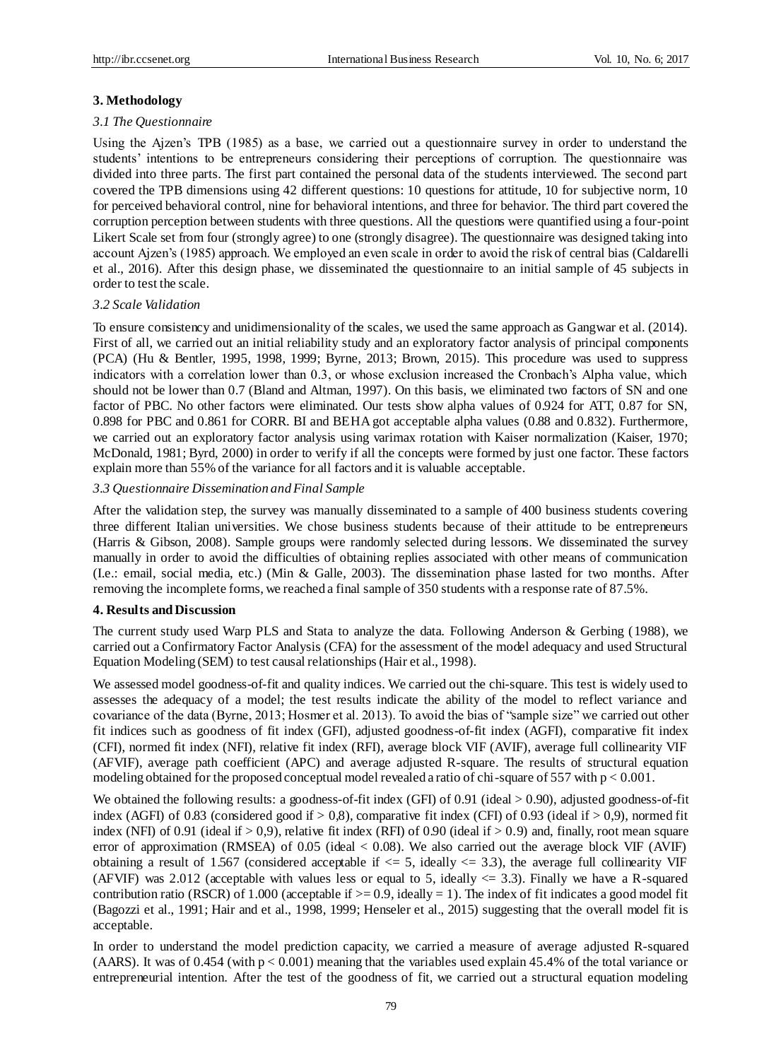## 3. Methodology

### *3.1 The Questionnaire*

Using the Ajzen's TPB (1985) as a base, we carried out a questionnaire survey in order to understand the students' intentions to be entrepreneurs considering their perceptions of corruption. The questionnaire was divided into three parts. The first part contained the personal data of the students interviewed. The second part covered the TPB dimensions using 42 different questions: 10 questions for attitude, 10 for subjective norm, 10 for perceived behavioral control, nine for behavioral intentions, and three for behavior. The third part covered the corruption perception between students with three questions. All the questions were quantified using a four-point Likert Scale set from four (strongly agree) to one (strongly disagree). The questionnaire was designed taking into account Ajzen's (1985) approach. We employed an even scale in order to avoid the risk of central bias (Caldarelli et al., 2016). After this design phase, we disseminated the questionnaire to an initial sample of 45 subjects in order to test the scale.

### *3.2 Scale Validation*

To ensure consistency and unidimensionality of the scales, we used the same approach as Gangwar et al. (2014). First of all, we carried out an initial reliability study and an exploratory factor analysis of principal components (PCA) (Hu & Bentler, 1995, 1998, 1999; Byrne, 2013; Brown, 2015). This procedure was used to suppress indicators with a correlation lower than 0.3, or whose exclusion increased the Cronbach's Alpha value, which should not be lower than 0.7 (Bland and Altman, 1997). On this basis, we eliminated two factors of SN and one factor of PBC. No other factors were eliminated. Our tests show alpha values of 0.924 for ATT, 0.87 for SN, 0.898 for PBC and 0.861 for CORR. BI and BEHA got acceptable alpha values (0.88 and 0.832). Furthermore, we carried out an exploratory factor analysis using varimax rotation with Kaiser normalization (Kaiser, 1970; McDonald, 1981; Byrd, 2000) in order to verify if all the concepts were formed by just one factor. These factors explain more than 55% of the variance for all factors and it is valuable acceptable.

### *3.3 Questionnaire Dissemination and Final Sample*

After the validation step, the survey was manually disseminated to a sample of 400 business students covering three different Italian universities. We chose business students because of their attitude to be entrepreneurs (Harris & Gibson, 2008). Sample groups were randomly selected during lessons. We disseminated the survey manually in order to avoid the difficulties of obtaining replies associated with other means of communication (I.e.: email, social media, etc.) (Min & Galle, 2003). The dissemination phase lasted for two months. After removing the incomplete forms, we reached a final sample of 350 students with a response rate of 87.5%.

## 4. Results and Discussion

The current study used Warp PLS and Stata to analyze the data. Following Anderson & Gerbing (1988), we carried out a Confirmatory Factor Analysis (CFA) for the assessment of the model adequacy and used Structural Equation Modeling (SEM) to test causal relationships (Hair et al., 1998).

We assessed model goodness-of-fit and quality indices. We carried out the chi-square. This test is widely used to assesses the adequacy of a model; the test results indicate the ability of the model to reflect variance and covariance of the data (Byrne, 2013; Hosmer et al. 2013). To avoid the bias of "sample size" we carried out other fit indices such as goodness of fit index (GFI), adjusted goodness-of-fit index (AGFI), comparative fit index (CFI), normed fit index (NFI), relative fit index (RFI), average block VIF (AVIF), average full collinearity VIF (AFVIF), average path coefficient (APC) and average adjusted R-square. The results of structural equation modeling obtained for the proposed conceptual model revealed a ratio of chi-square of 557 with $p < 0.001$.

We obtained the following results: a goodness-of-fit index (GFI) of 0.91 (ideal > 0.90), adjusted goodness-of-fit index (AGFI) of 0.83 (considered good if > 0,8), comparative fit index (CFI) of 0.93 (ideal if > 0,9), normed fit index (NFI) of 0.91 (ideal if > 0,9), relative fit index (RFI) of 0.90 (ideal if > 0.9) and, finally, root mean square error of approximation (RMSEA) of 0.05 (ideal < 0.08). We also carried out the average block VIF (AVIF) obtaining a result of 1.567 (considered acceptable if <= 5, ideally <= 3.3), the average full collinearity VIF (AFVIF) was 2.012 (acceptable with values less or equal to 5, ideally <= 3.3). Finally we have a R-squared contribution ratio (RSCR) of 1.000 (acceptable if >= 0.9, ideally = 1). The index of fit indicates a good model fit (Bagozzi et al., 1991; Hair and et al., 1998, 1999; Henseler et al., 2015) suggesting that the overall model fit is acceptable.

In order to understand the model prediction capacity, we carried a measure of average adjusted R-squared (AARS). It was of 0.454 (with $p < 0.001$) meaning that the variables used explain 45.4% of the total variance or entrepreneurial intention. After the test of the goodness of fit, we carried out a structural equation modeling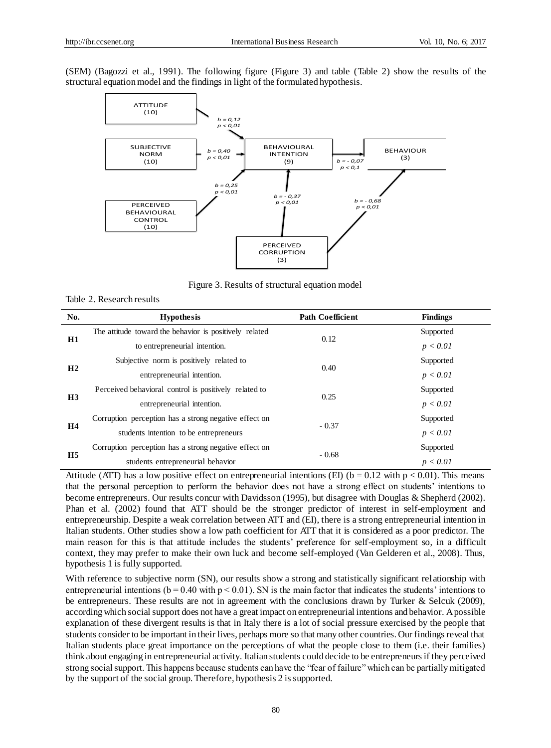(SEM) (Bagozzi et al., 1991). The following figure (Figure 3) and table (Table 2) show the results of the structural equation model and the findings in light of the formulated hypothesis.

Figure 3. Results of structural equation model

Table 2. Research results

| No. | Hypothesis | Path Coefficient | Findings |
|---|---|---|---|
| H1 | The attitude toward the behavior is positively related to entrepreneurial intention. | 0.12 | Supported $p < 0.01$ |
| H2 | Subjective norm is positively related to entrepreneurial intention. | 0.40 | Supported $p < 0.01$ |
| H3 | Perceived behavioral control is positively related to entrepreneurial intention. | 0.25 | Supported $p < 0.01$ |
| H4 | Corruption perception has a strong negative effect on students intention to be entrepreneurs | - 0.37 | Supported $p < 0.01$ |
| H5 | Corruption perception has a strong negative effect on students entrepreneurial behavior | - 0.68 | Supported $p < 0.01$ |

Attitude (ATT) has a low positive effect on entrepreneurial intentions (EI) ($b = 0.12$ with $p < 0.01$). This means that the personal perception to perform the behavior does not have a strong effect on students' intentions to become entrepreneurs. Our results concur with Davidsson (1995), but disagree with Douglas & Shepherd (2002). Phan et al. (2002) found that ATT should be the stronger predictor of interest in self-employment and entrepreneurship. Despite a weak correlation between ATT and (EI), there is a strong entrepreneurial intention in Italian students. Other studies show a low path coefficient for ATT that it is considered as a poor predictor. The main reason for this is that attitude includes the students' preference for self-employment so, in a difficult context, they may prefer to make their own luck and become self-employed (Van Gelderen et al., 2008). Thus, hypothesis 1 is fully supported.

With reference to subjective norm (SN), our results show a strong and statistically significant relationship with entrepreneurial intentions ($b = 0.40$ with $p < 0.01$). SN is the main factor that indicates the students' intentions to be entrepreneurs. These results are not in agreement with the conclusions drawn by Turker & Selcuk (2009), according which social support does not have a great impact on entrepreneurial intentions and behavior. A possible explanation of these divergent results is that in Italy there is a lot of social pressure exercised by the people that students consider to be important in their lives, perhaps more so that many other countries. Our findings reveal that Italian students place great importance on the perceptions of what the people close to them (i.e. their families) think about engaging in entrepreneurial activity. Italian students could decide to be entrepreneurs if they perceived strong social support. This happens because students can have the "fear of failure" which can be partially mitigated by the support of the social group. Therefore, hypothesis 2 is supported.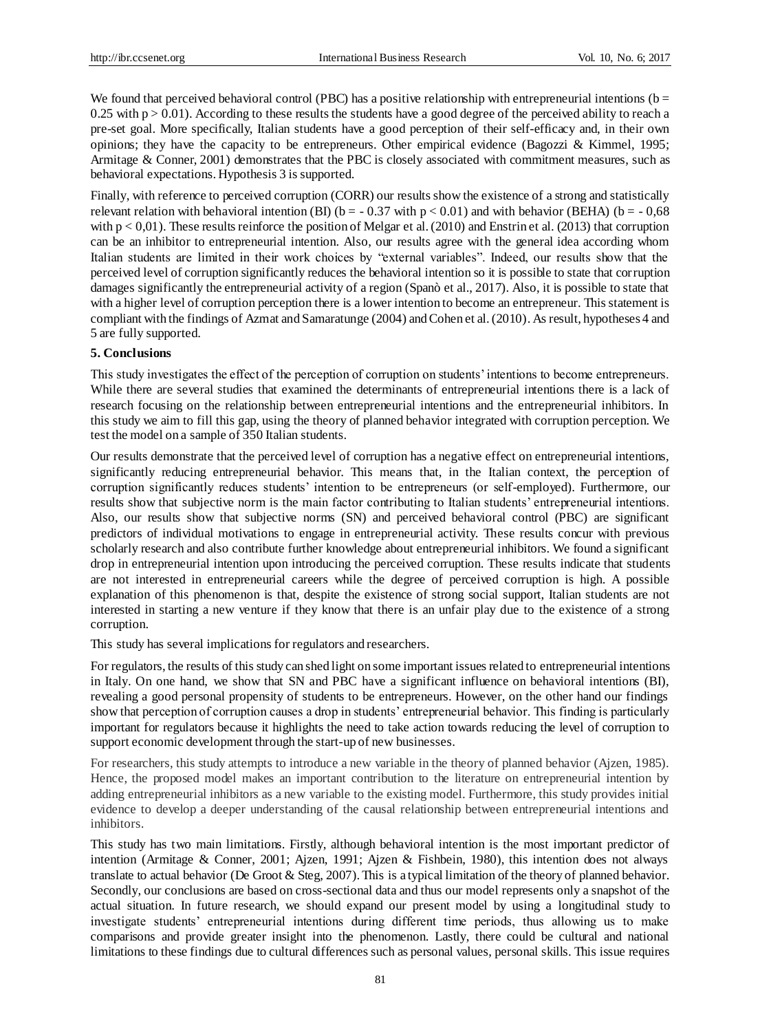We found that perceived behavioral control (PBC) has a positive relationship with entrepreneurial intentions ($b = 0.25$ with $p > 0.01$). According to these results the students have a good degree of the perceived ability to reach a pre-set goal. More specifically, Italian students have a good perception of their self-efficacy and, in their own opinions; they have the capacity to be entrepreneurs. Other empirical evidence (Bagozzi & Kimmel, 1995; Armitage & Conner, 2001) demonstrates that the PBC is closely associated with commitment measures, such as behavioral expectations. Hypothesis 3 is supported.

Finally, with reference to perceived corruption (CORR) our results show the existence of a strong and statistically relevant relation with behavioral intention (BI) ($b = -0.37$ with $p < 0.01$) and with behavior (BEHA) ($b = -0,68$ with $p < 0,01$). These results reinforce the position of Melgar et al. (2010) and Enstrin et al. (2013) that corruption can be an inhibitor to entrepreneurial intention. Also, our results agree with the general idea according whom Italian students are limited in their work choices by "external variables". Indeed, our results show that the perceived level of corruption significantly reduces the behavioral intention so it is possible to state that corruption damages significantly the entrepreneurial activity of a region (Spanò et al., 2017). Also, it is possible to state that with a higher level of corruption perception there is a lower intention to become an entrepreneur. This statement is compliant with the findings of Azmat and Samaratunge (2004) and Cohen et al. (2010). As result, hypotheses 4 and 5 are fully supported.

## 5. Conclusions

This study investigates the effect of the perception of corruption on students' intentions to become entrepreneurs. While there are several studies that examined the determinants of entrepreneurial intentions there is a lack of research focusing on the relationship between entrepreneurial intentions and the entrepreneurial inhibitors. In this study we aim to fill this gap, using the theory of planned behavior integrated with corruption perception. We test the model on a sample of 350 Italian students.

Our results demonstrate that the perceived level of corruption has a negative effect on entrepreneurial intentions, significantly reducing entrepreneurial behavior. This means that, in the Italian context, the perception of corruption significantly reduces students' intention to be entrepreneurs (or self-employed). Furthermore, our results show that subjective norm is the main factor contributing to Italian students' entrepreneurial intentions. Also, our results show that subjective norms (SN) and perceived behavioral control (PBC) are significant predictors of individual motivations to engage in entrepreneurial activity. These results concur with previous scholarly research and also contribute further knowledge about entrepreneurial inhibitors. We found a significant drop in entrepreneurial intention upon introducing the perceived corruption. These results indicate that students are not interested in entrepreneurial careers while the degree of perceived corruption is high. A possible explanation of this phenomenon is that, despite the existence of strong social support, Italian students are not interested in starting a new venture if they know that there is an unfair play due to the existence of a strong corruption.

This study has several implications for regulators and researchers.

For regulators, the results of this study can shed light on some important issues related to entrepreneurial intentions in Italy. On one hand, we show that SN and PBC have a significant influence on behavioral intentions (BI), revealing a good personal propensity of students to be entrepreneurs. However, on the other hand our findings show that perception of corruption causes a drop in students' entrepreneurial behavior. This finding is particularly important for regulators because it highlights the need to take action towards reducing the level of corruption to support economic development through the start-up of new businesses.

For researchers, this study attempts to introduce a new variable in the theory of planned behavior (Ajzen, 1985). Hence, the proposed model makes an important contribution to the literature on entrepreneurial intention by adding entrepreneurial inhibitors as a new variable to the existing model. Furthermore, this study provides initial evidence to develop a deeper understanding of the causal relationship between entrepreneurial intentions and inhibitors.

This study has two main limitations. Firstly, although behavioral intention is the most important predictor of intention (Armitage & Conner, 2001; Ajzen, 1991; Ajzen & Fishbein, 1980), this intention does not always translate to actual behavior (De Groot & Steg, 2007). This is a typical limitation of the theory of planned behavior. Secondly, our conclusions are based on cross-sectional data and thus our model represents only a snapshot of the actual situation. In future research, we should expand our present model by using a longitudinal study to investigate students' entrepreneurial intentions during different time periods, thus allowing us to make comparisons and provide greater insight into the phenomenon. Lastly, there could be cultural and national limitations to these findings due to cultural differences such as personal values, personal skills. This issue requires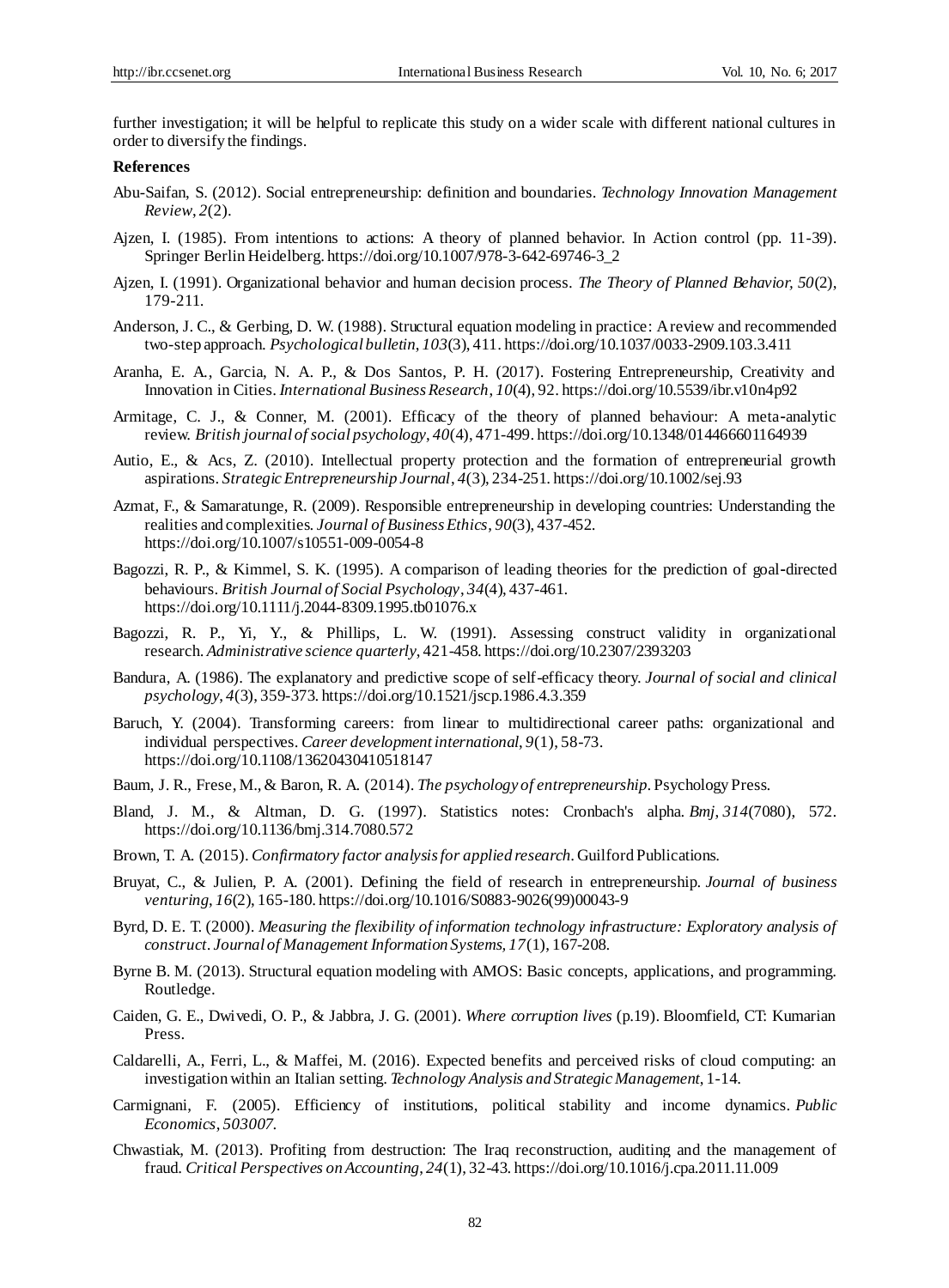further investigation; it will be helpful to replicate this study on a wider scale with different national cultures in order to diversify the findings.

**References**

Abu-Saifan, S. (2012). Social entrepreneurship: definition and boundaries. *Technology Innovation Management Review*, *2*(2).

Ajzen, I. (1985). From intentions to actions: A theory of planned behavior. In Action control (pp. 11-39). Springer Berlin Heidelberg. https://doi.org/10.1007/978-3-642-69746-3_2

Ajzen, I. (1991). Organizational behavior and human decision process. *The Theory of Planned Behavior*, *50*(2), 179-211.

Anderson, J. C., & Gerbing, D. W. (1988). Structural equation modeling in practice: A review and recommended two-step approach. *Psychological bulletin*, *103*(3), 411. https://doi.org/10.1037/0033-2909.103.3.411

Aranha, E. A., Garcia, N. A. P., & Dos Santos, P. H. (2017). Fostering Entrepreneurship, Creativity and Innovation in Cities. *International Business Research*, *10*(4), 92. https://doi.org/10.5539/ibr.v10n4p92

Armitage, C. J., & Conner, M. (2001). Efficacy of the theory of planned behaviour: A meta-analytic review. *British journal of social psychology*, *40*(4), 471-499. https://doi.org/10.1348/014466601164939

Autio, E., & Acs, Z. (2010). Intellectual property protection and the formation of entrepreneurial growth aspirations. *Strategic Entrepreneurship Journal*, *4*(3), 234-251. https://doi.org/10.1002/sej.93

Azmat, F., & Samaratunge, R. (2009). Responsible entrepreneurship in developing countries: Understanding the realities and complexities. *Journal of Business Ethics*, *90*(3), 437-452. https://doi.org/10.1007/s10551-009-0054-8

Bagozzi, R. P., & Kimmel, S. K. (1995). A comparison of leading theories for the prediction of goal-directed behaviours. *British Journal of Social Psychology*, *34*(4), 437-461. https://doi.org/10.1111/j.2044-8309.1995.tb01076.x

Bagozzi, R. P., Yi, Y., & Phillips, L. W. (1991). Assessing construct validity in organizational research. *Administrative science quarterly*, 421-458. https://doi.org/10.2307/2393203

Bandura, A. (1986). The explanatory and predictive scope of self-efficacy theory. *Journal of social and clinical psychology*, *4*(3), 359-373. https://doi.org/10.1521/jscp.1986.4.3.359

Baruch, Y. (2004). Transforming careers: from linear to multidirectional career paths: organizational and individual perspectives. *Career development international*, *9*(1), 58-73. https://doi.org/10.1108/13620430410518147

Baum, J. R., Frese, M., & Baron, R. A. (2014). *The psychology of entrepreneurship*. Psychology Press.

Bland, J. M., & Altman, D. G. (1997). Statistics notes: Cronbach's alpha. *Bmj*, *314*(7080), 572. https://doi.org/10.1136/bmj.314.7080.572

Brown, T. A. (2015). *Confirmatory factor analysis for applied research*. Guilford Publications.

Bruyat, C., & Julien, P. A. (2001). Defining the field of research in entrepreneurship. *Journal of business venturing*, *16*(2), 165-180. https://doi.org/10.1016/S0883-9026(99)00043-9

Byrd, D. E. T. (2000). *Measuring the flexibility of information technology infrastructure: Exploratory analysis of construct*. *Journal of Management Information Systems*, *17*(1), 167-208.

Byrne B. M. (2013). Structural equation modeling with AMOS: Basic concepts, applications, and programming. Routledge.

Caiden, G. E., Dwivedi, O. P., & Jabbra, J. G. (2001). *Where corruption lives* (p.19). Bloomfield, CT: Kumarian Press.

Caldarelli, A., Ferri, L., & Maffei, M. (2016). Expected benefits and perceived risks of cloud computing: an investigation within an Italian setting. *Technology Analysis and Strategic Management*, 1-14.

Carmignani, F. (2005). Efficiency of institutions, political stability and income dynamics. *Public Economics*, *503007*.

Chwastiak, M. (2013). Profiting from destruction: The Iraq reconstruction, auditing and the management of fraud. *Critical Perspectives on Accounting*, *24*(1), 32-43. https://doi.org/10.1016/j.cpa.2011.11.009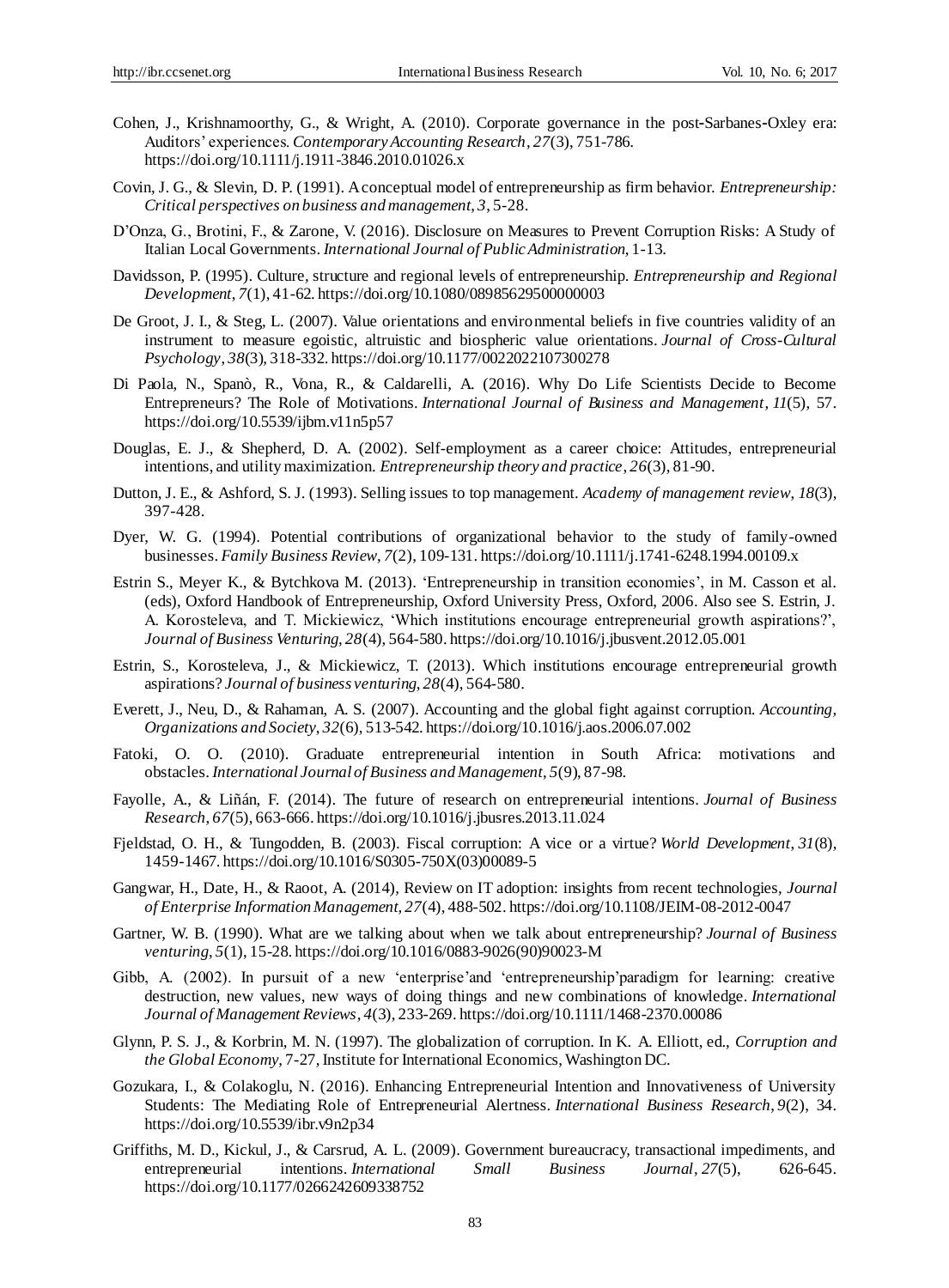Cohen, J., Krishnamoorthy, G., & Wright, A. (2010). Corporate governance in the post-Sarbanes-Oxley era: Auditors' experiences. *Contemporary Accounting Research*, *27*(3), 751-786. https://doi.org/10.1111/j.1911-3846.2010.01026.x

Covin, J. G., & Slevin, D. P. (1991). A conceptual model of entrepreneurship as firm behavior. *Entrepreneurship: Critical perspectives on business and management*, *3*, 5-28.

D'Onza, G., Brotini, F., & Zarone, V. (2016). Disclosure on Measures to Prevent Corruption Risks: A Study of Italian Local Governments. *International Journal of Public Administration*, 1-13.

Davidsson, P. (1995). Culture, structure and regional levels of entrepreneurship. *Entrepreneurship and Regional Development*, *7*(1), 41-62. https://doi.org/10.1080/08985629500000003

De Groot, J. I., & Steg, L. (2007). Value orientations and environmental beliefs in five countries validity of an instrument to measure egoistic, altruistic and biospheric value orientations. *Journal of Cross-Cultural Psychology*, *38*(3), 318-332. https://doi.org/10.1177/0022022107300278

Di Paola, N., Spanò, R., Vona, R., & Caldarelli, A. (2016). Why Do Life Scientists Decide to Become Entrepreneurs? The Role of Motivations. *International Journal of Business and Management*, *11*(5), 57. https://doi.org/10.5539/ijbm.v11n5p57

Douglas, E. J., & Shepherd, D. A. (2002). Self-employment as a career choice: Attitudes, entrepreneurial intentions, and utility maximization. *Entrepreneurship theory and practice*, *26*(3), 81-90.

Dutton, J. E., & Ashford, S. J. (1993). Selling issues to top management. *Academy of management review*, *18*(3), 397-428.

Dyer, W. G. (1994). Potential contributions of organizational behavior to the study of family-owned businesses. *Family Business Review*, *7*(2), 109-131. https://doi.org/10.1111/j.1741-6248.1994.00109.x

Estrin S., Meyer K., & Bytchkova M. (2013). 'Entrepreneurship in transition economies', in M. Casson et al. (eds), Oxford Handbook of Entrepreneurship, Oxford University Press, Oxford, 2006. Also see S. Estrin, J. A. Korosteleva, and T. Mickiewicz, 'Which institutions encourage entrepreneurial growth aspirations?', *Journal of Business Venturing, 28*(4), 564-580. https://doi.org/10.1016/j.jbusvent.2012.05.001

Estrin, S., Korosteleva, J., & Mickiewicz, T. (2013). Which institutions encourage entrepreneurial growth aspirations? *Journal of business venturing*, *28*(4), 564-580.

Everett, J., Neu, D., & Rahaman, A. S. (2007). Accounting and the global fight against corruption. *Accounting, Organizations and Society*, *32*(6), 513-542. https://doi.org/10.1016/j.aos.2006.07.002

Fatoki, O. O. (2010). Graduate entrepreneurial intention in South Africa: motivations and obstacles. *International Journal of Business and Management*, *5*(9), 87-98.

Fayolle, A., & Liñán, F. (2014). The future of research on entrepreneurial intentions. *Journal of Business Research*, *67*(5), 663-666. https://doi.org/10.1016/j.jbusres.2013.11.024

Fjeldstad, O. H., & Tungodden, B. (2003). Fiscal corruption: A vice or a virtue? *World Development*, *31*(8), 1459-1467. https://doi.org/10.1016/S0305-750X(03)00089-5

Gangwar, H., Date, H., & Raoot, A. (2014), Review on IT adoption: insights from recent technologies, *Journal of Enterprise Information Management, 27*(4), 488-502. https://doi.org/10.1108/JEIM-08-2012-0047

Gartner, W. B. (1990). What are we talking about when we talk about entrepreneurship? *Journal of Business venturing*, *5*(1), 15-28. https://doi.org/10.1016/0883-9026(90)90023-M

Gibb, A. (2002). In pursuit of a new 'enterprise'and 'entrepreneurship'paradigm for learning: creative destruction, new values, new ways of doing things and new combinations of knowledge. *International Journal of Management Reviews*, *4*(3), 233-269. https://doi.org/10.1111/1468-2370.00086

Glynn, P. S. J., & Korbrin, M. N. (1997). The globalization of corruption. In K. A. Elliott, ed., *Corruption and the Global Economy*, 7-27, Institute for International Economics, Washington DC.

Gozukara, I., & Colakoglu, N. (2016). Enhancing Entrepreneurial Intention and Innovativeness of University Students: The Mediating Role of Entrepreneurial Alertness. *International Business Research*, *9*(2), 34. https://doi.org/10.5539/ibr.v9n2p34

Griffiths, M. D., Kickul, J., & Carsrud, A. L. (2009). Government bureaucracy, transactional impediments, and entrepreneurial intentions. *International Small Business Journal*, *27*(5), 626-645. https://doi.org/10.1177/0266242609338752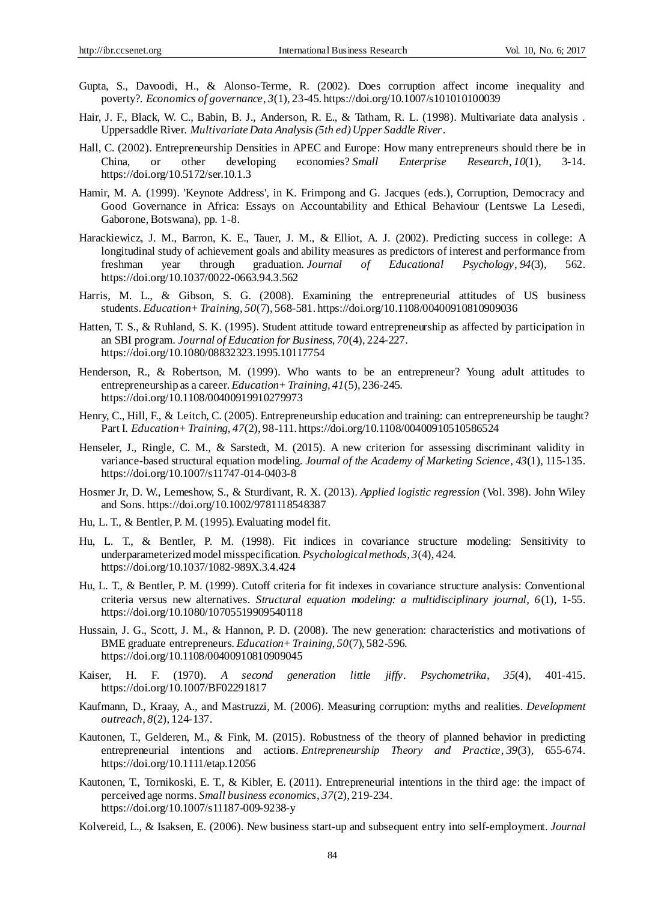Gupta, S., Davoodi, H., & Alonso-Terme, R. (2002). Does corruption affect income inequality and poverty?. *Economics of governance*, *3*(1), 23-45. https://doi.org/10.1007/s101010100039

Hair, J. F., Black, W. C., Babin, B. J., Anderson, R. E., & Tatham, R. L. (1998). Multivariate data analysis . Uppersaddle River. *Multivariate Data Analysis (5th ed) Upper Saddle River*.

Hall, C. (2002). Entrepreneurship Densities in APEC and Europe: How many entrepreneurs should there be in China, or other developing economies? *Small Enterprise Research*, *10*(1), 3-14. https://doi.org/10.5172/ser.10.1.3

Hamir, M. A. (1999). 'Keynote Address', in K. Frimpong and G. Jacques (eds.), Corruption, Democracy and Good Governance in Africa: Essays on Accountability and Ethical Behaviour (Lentswe La Lesedi, Gaborone, Botswana), pp. 1-8.

Harackiewicz, J. M., Barron, K. E., Tauer, J. M., & Elliot, A. J. (2002). Predicting success in college: A longitudinal study of achievement goals and ability measures as predictors of interest and performance from freshman year through graduation. *Journal of Educational Psychology*, *94*(3), 562. https://doi.org/10.1037/0022-0663.94.3.562

Harris, M. L., & Gibson, S. G. (2008). Examining the entrepreneurial attitudes of US business students. *Education+ Training*, *50*(7), 568-581. https://doi.org/10.1108/00400910810909036

Hatten, T. S., & Ruhland, S. K. (1995). Student attitude toward entrepreneurship as affected by participation in an SBI program. *Journal of Education for Business*, *70*(4), 224-227. https://doi.org/10.1080/08832323.1995.10117754

Henderson, R., & Robertson, M. (1999). Who wants to be an entrepreneur? Young adult attitudes to entrepreneurship as a career. *Education+ Training*, *41*(5), 236-245. https://doi.org/10.1108/00400919910279973

Henry, C., Hill, F., & Leitch, C. (2005). Entrepreneurship education and training: can entrepreneurship be taught? Part I. *Education+ Training*, *47*(2), 98-111. https://doi.org/10.1108/00400910510586524

Henseler, J., Ringle, C. M., & Sarstedt, M. (2015). A new criterion for assessing discriminant validity in variance-based structural equation modeling. *Journal of the Academy of Marketing Science*, *43*(1), 115-135. https://doi.org/10.1007/s11747-014-0403-8

Hosmer Jr, D. W., Lemeshow, S., & Sturdivant, R. X. (2013). *Applied logistic regression* (Vol. 398). John Wiley and Sons. https://doi.org/10.1002/9781118548387

Hu, L. T., & Bentler, P. M. (1995). Evaluating model fit.

Hu, L. T., & Bentler, P. M. (1998). Fit indices in covariance structure modeling: Sensitivity to underparameterized model misspecification. *Psychological methods*, *3*(4), 424. https://doi.org/10.1037/1082-989X.3.4.424

Hu, L. T., & Bentler, P. M. (1999). Cutoff criteria for fit indexes in covariance structure analysis: Conventional criteria versus new alternatives. *Structural equation modeling: a multidisciplinary journal*, *6*(1), 1-55. https://doi.org/10.1080/10705519909540118

Hussain, J. G., Scott, J. M., & Hannon, P. D. (2008). The new generation: characteristics and motivations of BME graduate entrepreneurs. *Education+ Training*, *50*(7), 582-596. https://doi.org/10.1108/00400910810909045

Kaiser, H. F. (1970). *A second generation little jiffy*. *Psychometrika*, *35*(4), 401-415. https://doi.org/10.1007/BF02291817

Kaufmann, D., Kraay, A., and Mastruzzi, M. (2006). Measuring corruption: myths and realities. *Development outreach*, *8*(2), 124-137.

Kautonen, T., Gelderen, M., & Fink, M. (2015). Robustness of the theory of planned behavior in predicting entrepreneurial intentions and actions. *Entrepreneurship Theory and Practice*, *39*(3), 655-674. https://doi.org/10.1111/etap.12056

Kautonen, T., Tornikoski, E. T., & Kibler, E. (2011). Entrepreneurial intentions in the third age: the impact of perceived age norms. *Small business economics*, *37*(2), 219-234. https://doi.org/10.1007/s11187-009-9238-y

Kolvereid, L., & Isaksen, E. (2006). New business start-up and subsequent entry into self-employment. *Journal*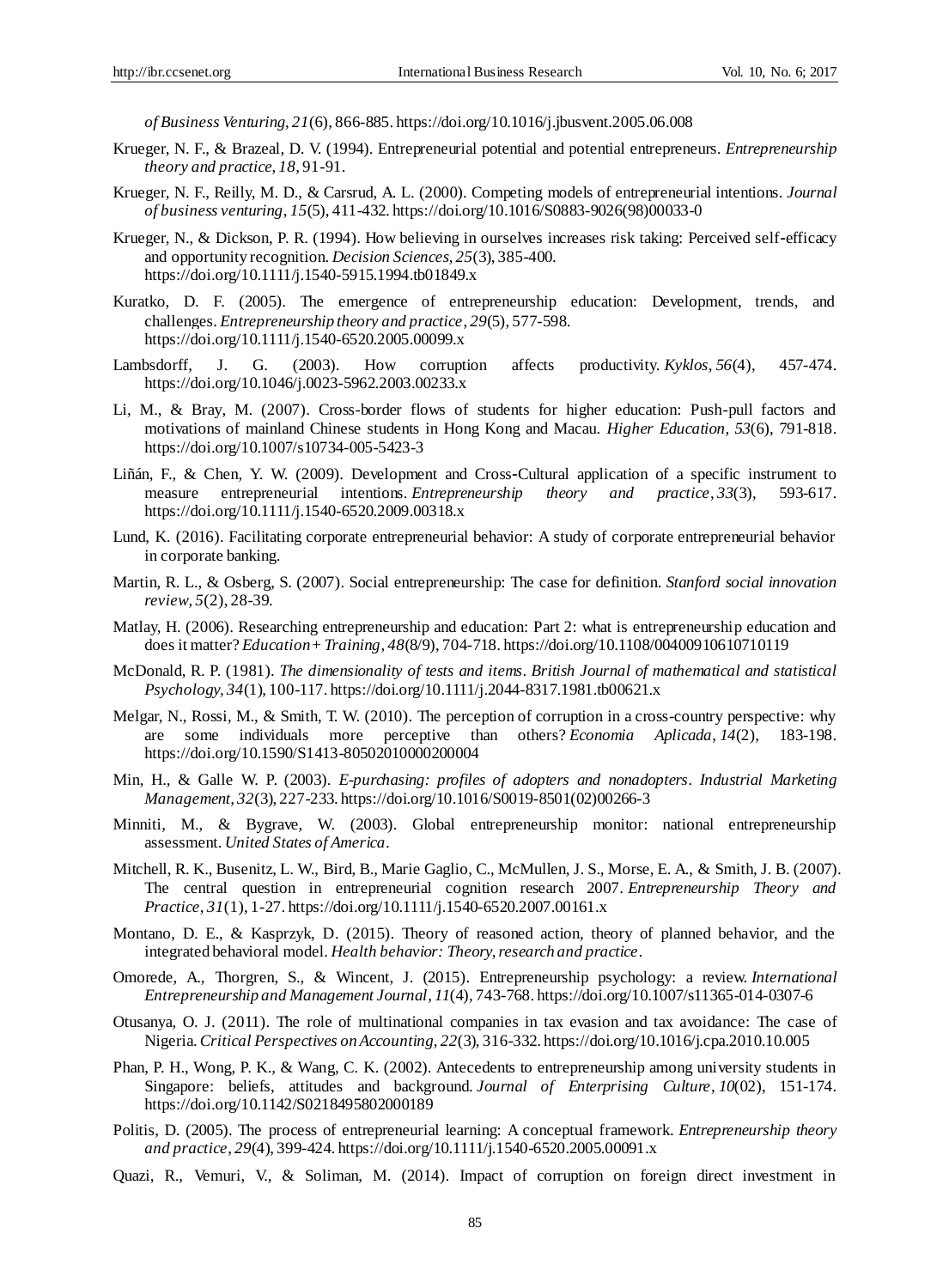*of Business Venturing*, *21*(6), 866-885. https://doi.org/10.1016/j.jbusvent.2005.06.008

Krueger, N. F., & Brazeal, D. V. (1994). Entrepreneurial potential and potential entrepreneurs. *Entrepreneurship theory and practice*, *18*, 91-91.

Krueger, N. F., Reilly, M. D., & Carsrud, A. L. (2000). Competing models of entrepreneurial intentions. *Journal of business venturing*, *15*(5), 411-432. https://doi.org/10.1016/S0883-9026(98)00033-0

Krueger, N., & Dickson, P. R. (1994). How believing in ourselves increases risk taking: Perceived self-efficacy and opportunity recognition. *Decision Sciences*, *25*(3), 385-400. https://doi.org/10.1111/j.1540-5915.1994.tb01849.x

Kuratko, D. F. (2005). The emergence of entrepreneurship education: Development, trends, and challenges. *Entrepreneurship theory and practice*, *29*(5), 577-598. https://doi.org/10.1111/j.1540-6520.2005.00099.x

Lambsdorff, J. G. (2003). How corruption affects productivity. *Kyklos*, *56*(4), 457-474. https://doi.org/10.1046/j.0023-5962.2003.00233.x

Li, M., & Bray, M. (2007). Cross-border flows of students for higher education: Push-pull factors and motivations of mainland Chinese students in Hong Kong and Macau. *Higher Education*, *53*(6), 791-818. https://doi.org/10.1007/s10734-005-5423-3

Liñán, F., & Chen, Y. W. (2009). Development and Cross-Cultural application of a specific instrument to measure entrepreneurial intentions. *Entrepreneurship theory and practice*, *33*(3), 593-617. https://doi.org/10.1111/j.1540-6520.2009.00318.x

Lund, K. (2016). Facilitating corporate entrepreneurial behavior: A study of corporate entrepreneurial behavior in corporate banking.

Martin, R. L., & Osberg, S. (2007). Social entrepreneurship: The case for definition. *Stanford social innovation review*, *5*(2), 28-39.

Matlay, H. (2006). Researching entrepreneurship and education: Part 2: what is entrepreneurship education and does it matter? *Education+ Training*, *48*(8/9), 704-718. https://doi.org/10.1108/00400910610710119

McDonald, R. P. (1981). *The dimensionality of tests and items*. *British Journal of mathematical and statistical Psychology*, *34*(1), 100-117. https://doi.org/10.1111/j.2044-8317.1981.tb00621.x

Melgar, N., Rossi, M., & Smith, T. W. (2010). The perception of corruption in a cross-country perspective: why are some individuals more perceptive than others? *Economia Aplicada*, *14*(2), 183-198. https://doi.org/10.1590/S1413-80502010000200004

Min, H., & Galle W. P. (2003). *E-purchasing: profiles of adopters and nonadopters*. *Industrial Marketing Management*, *32*(3), 227-233. https://doi.org/10.1016/S0019-8501(02)00266-3

Minniti, M., & Bygrave, W. (2003). Global entrepreneurship monitor: national entrepreneurship assessment. *United States of America*.

Mitchell, R. K., Busenitz, L. W., Bird, B., Marie Gaglio, C., McMullen, J. S., Morse, E. A., & Smith, J. B. (2007). The central question in entrepreneurial cognition research 2007. *Entrepreneurship Theory and Practice*, *31*(1), 1-27. https://doi.org/10.1111/j.1540-6520.2007.00161.x

Montano, D. E., & Kasprzyk, D. (2015). Theory of reasoned action, theory of planned behavior, and the integrated behavioral model. *Health behavior: Theory, research and practice*.

Omorede, A., Thorgren, S., & Wincent, J. (2015). Entrepreneurship psychology: a review. *International Entrepreneurship and Management Journal*, *11*(4), 743-768. https://doi.org/10.1007/s11365-014-0307-6

Otusanya, O. J. (2011). The role of multinational companies in tax evasion and tax avoidance: The case of Nigeria. *Critical Perspectives on Accounting*, *22*(3), 316-332. https://doi.org/10.1016/j.cpa.2010.10.005

Phan, P. H., Wong, P. K., & Wang, C. K. (2002). Antecedents to entrepreneurship among university students in Singapore: beliefs, attitudes and background. *Journal of Enterprising Culture*, *10*(02), 151-174. https://doi.org/10.1142/S0218495802000189

Politis, D. (2005). The process of entrepreneurial learning: A conceptual framework. *Entrepreneurship theory and practice*, *29*(4), 399-424. https://doi.org/10.1111/j.1540-6520.2005.00091.x

Quazi, R., Vemuri, V., & Soliman, M. (2014). Impact of corruption on foreign direct investment in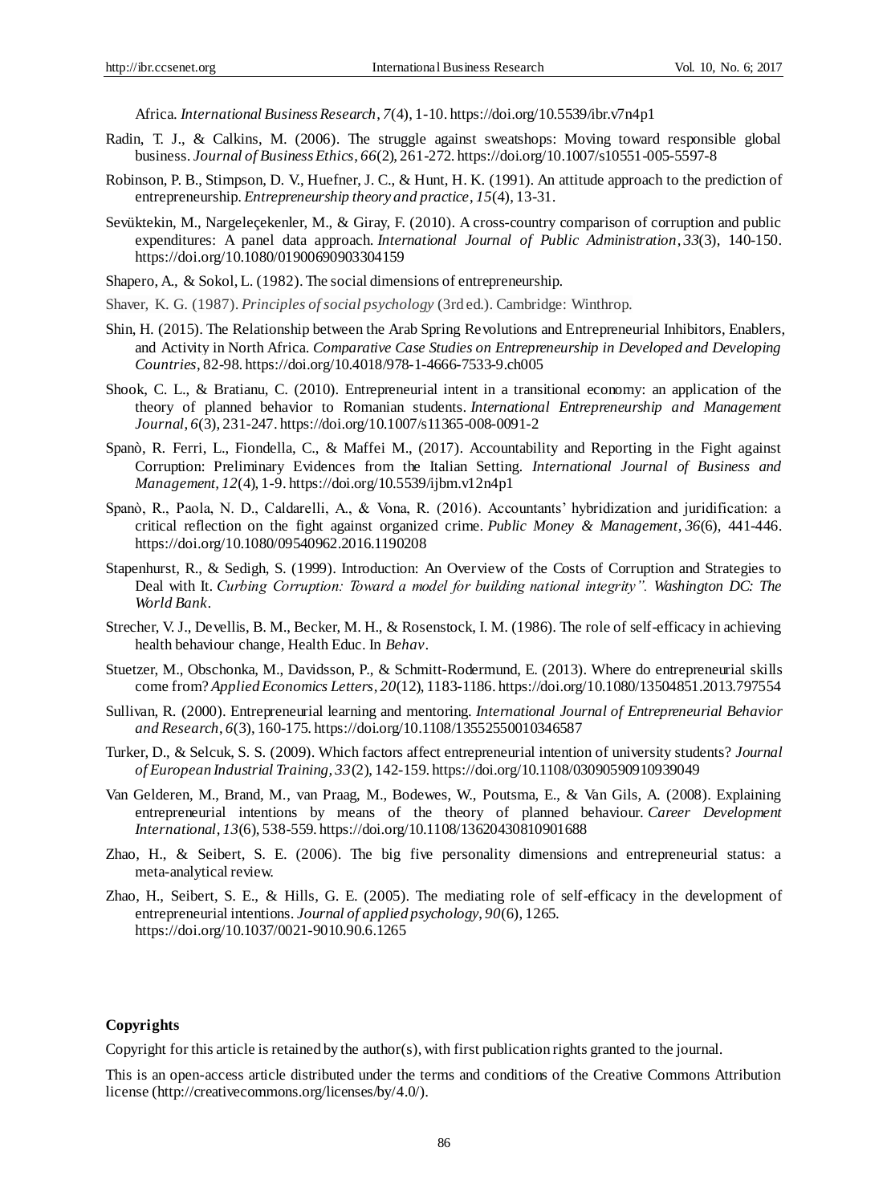Africa. *International Business Research*, *7*(4), 1-10. https://doi.org/10.5539/ibr.v7n4p1

Radin, T. J., & Calkins, M. (2006). The struggle against sweatshops: Moving toward responsible global business. *Journal of Business Ethics*, *66*(2), 261-272. https://doi.org/10.1007/s10551-005-5597-8

Robinson, P. B., Stimpson, D. V., Huefner, J. C., & Hunt, H. K. (1991). An attitude approach to the prediction of entrepreneurship. *Entrepreneurship theory and practice*, *15*(4), 13-31.

Sevüktekin, M., Nargeleçekenler, M., & Giray, F. (2010). A cross-country comparison of corruption and public expenditures: A panel data approach. *International Journal of Public Administration*, *33*(3), 140-150. https://doi.org/10.1080/01900690903304159

Shapero, A., & Sokol, L. (1982). The social dimensions of entrepreneurship.

Shaver, K. G. (1987). *Principles of social psychology* (3rd ed.). Cambridge: Winthrop.

Shin, H. (2015). The Relationship between the Arab Spring Revolutions and Entrepreneurial Inhibitors, Enablers, and Activity in North Africa. *Comparative Case Studies on Entrepreneurship in Developed and Developing Countries*, 82-98. https://doi.org/10.4018/978-1-4666-7533-9.ch005

Shook, C. L., & Bratianu, C. (2010). Entrepreneurial intent in a transitional economy: an application of the theory of planned behavior to Romanian students. *International Entrepreneurship and Management Journal*, *6*(3), 231-247. https://doi.org/10.1007/s11365-008-0091-2

Spanò, R. Ferri, L., Fiondella, C., & Maffei M., (2017). Accountability and Reporting in the Fight against Corruption: Preliminary Evidences from the Italian Setting. *International Journal of Business and Management*, *12*(4), 1-9. https://doi.org/10.5539/ijbm.v12n4p1

Spanò, R., Paola, N. D., Caldarelli, A., & Vona, R. (2016). Accountants' hybridization and juridification: a critical reflection on the fight against organized crime. *Public Money & Management*, *36*(6), 441-446. https://doi.org/10.1080/09540962.2016.1190208

Stapenhurst, R., & Sedigh, S. (1999). Introduction: An Overview of the Costs of Corruption and Strategies to Deal with It. *Curbing Corruption: Toward a model for building national integrity". Washington DC: The World Bank*.

Strecher, V. J., Devellis, B. M., Becker, M. H., & Rosenstock, I. M. (1986). The role of self-efficacy in achieving health behaviour change, Health Educ. In *Behav*.

Stuetzer, M., Obschonka, M., Davidsson, P., & Schmitt-Rodermund, E. (2013). Where do entrepreneurial skills come from? *Applied Economics Letters*, *20*(12), 1183-1186. https://doi.org/10.1080/13504851.2013.797554

Sullivan, R. (2000). Entrepreneurial learning and mentoring. *International Journal of Entrepreneurial Behavior and Research*, *6*(3), 160-175. https://doi.org/10.1108/13552550010346587

Turker, D., & Selcuk, S. S. (2009). Which factors affect entrepreneurial intention of university students? *Journal of European Industrial Training*, *33*(2), 142-159. https://doi.org/10.1108/03090590910939049

Van Gelderen, M., Brand, M., van Praag, M., Bodewes, W., Poutsma, E., & Van Gils, A. (2008). Explaining entrepreneurial intentions by means of the theory of planned behaviour. *Career Development International*, *13*(6), 538-559. https://doi.org/10.1108/13620430810901688

Zhao, H., & Seibert, S. E. (2006). The big five personality dimensions and entrepreneurial status: a meta-analytical review.

Zhao, H., Seibert, S. E., & Hills, G. E. (2005). The mediating role of self-efficacy in the development of entrepreneurial intentions. *Journal of applied psychology*, *90*(6), 1265. https://doi.org/10.1037/0021-9010.90.6.1265

**Copyrights**

Copyright for this article is retained by the author(s), with first publication rights granted to the journal.

This is an open-access article distributed under the terms and conditions of the Creative Commons Attribution license (http://creativecommons.org/licenses/by/4.0/).